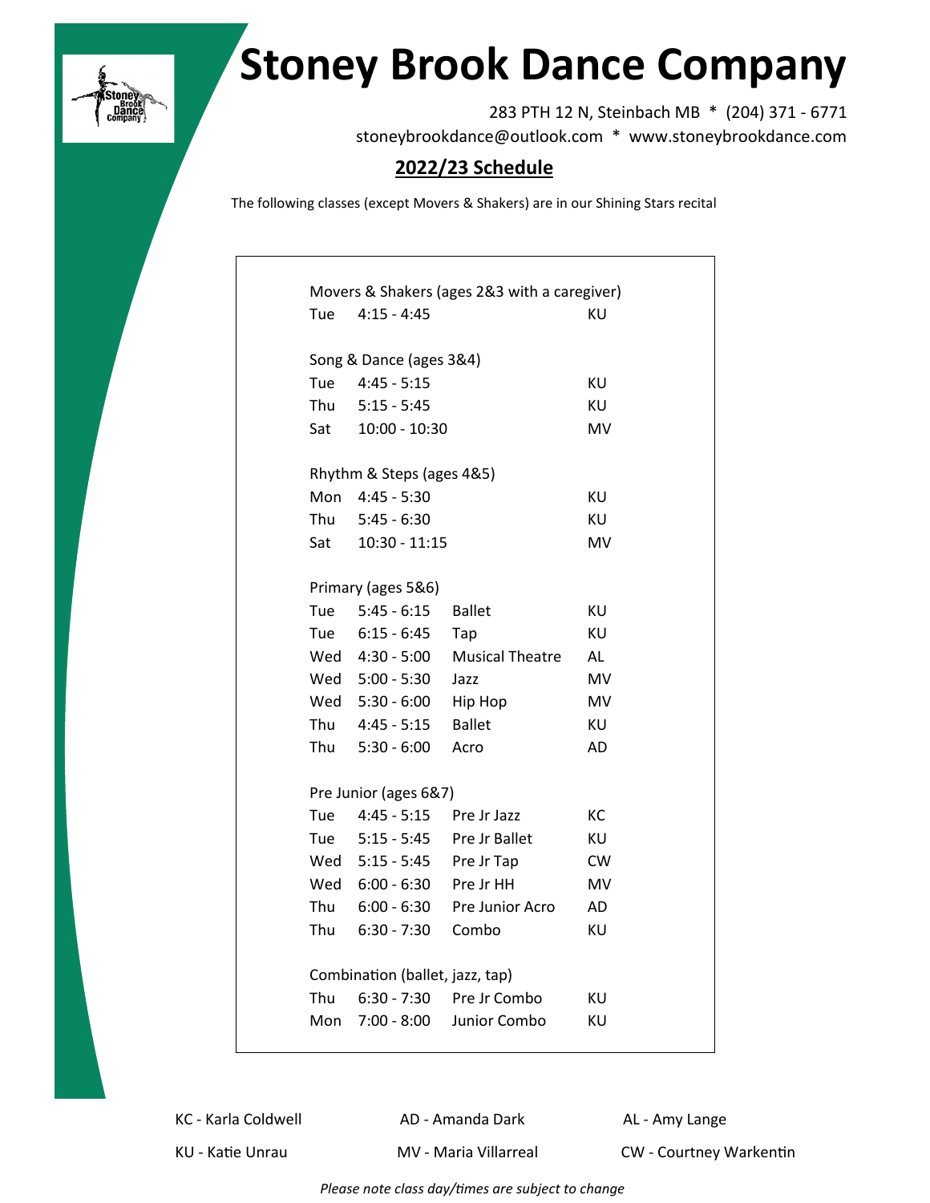# Stoney Brook Dance Company

283 PTH 12 N, Steinbach MB * (204) 371 - 6771

stoneybrookdance@outlook.com * www.stoneybrookdance.com

## 2022/23 Schedule

The following classes (except Movers & Shakers) are in our Shining Stars recital

Movers & Shakers (ages 2&3 with a caregiver)

| | | | |
|---|---|---|---|
| Tue | 4:15 - 4:45 | | KU |

Song & Dance (ages 3&4)

| | | | |
|---|---|---|---|
| Tue | 4:45 - 5:15 | | KU |
| Thu | 5:15 - 5:45 | | KU |
| Sat | 10:00 - 10:30 | | MV |

Rhythm & Steps (ages 4&5)

| | | | |
|---|---|---|---|
| Mon | 4:45 - 5:30 | | KU |
| Thu | 5:45 - 6:30 | | KU |
| Sat | 10:30 - 11:15 | | MV |

Primary (ages 5&6)

| | | | |
|---|---|---|---|
| Tue | 5:45 - 6:15 | Ballet | KU |
| Tue | 6:15 - 6:45 | Tap | KU |
| Wed | 4:30 - 5:00 | Musical Theatre | AL |
| Wed | 5:00 - 5:30 | Jazz | MV |
| Wed | 5:30 - 6:00 | Hip Hop | MV |
| Thu | 4:45 - 5:15 | Ballet | KU |
| Thu | 5:30 - 6:00 | Acro | AD |

Pre Junior (ages 6&7)

| | | | |
|---|---|---|---|
| Tue | 4:45 - 5:15 | Pre Jr Jazz | KC |
| Tue | 5:15 - 5:45 | Pre Jr Ballet | KU |
| Wed | 5:15 - 5:45 | Pre Jr Tap | CW |
| Wed | 6:00 - 6:30 | Pre Jr HH | MV |
| Thu | 6:00 - 6:30 | Pre Junior Acro | AD |
| Thu | 6:30 - 7:30 | Combo | KU |

Combination (ballet, jazz, tap)

| | | | |
|---|---|---|---|
| Thu | 6:30 - 7:30 | Pre Jr Combo | KU |
| Mon | 7:00 - 8:00 | Junior Combo | KU |

KC - Karla Coldwell  
AD - Amanda Dark  
AL - Amy Lange  
KU - Katie Unrau  
MV - Maria Villarreal  
CW - Courtney Warkentin

*Please note class day/times are subject to change*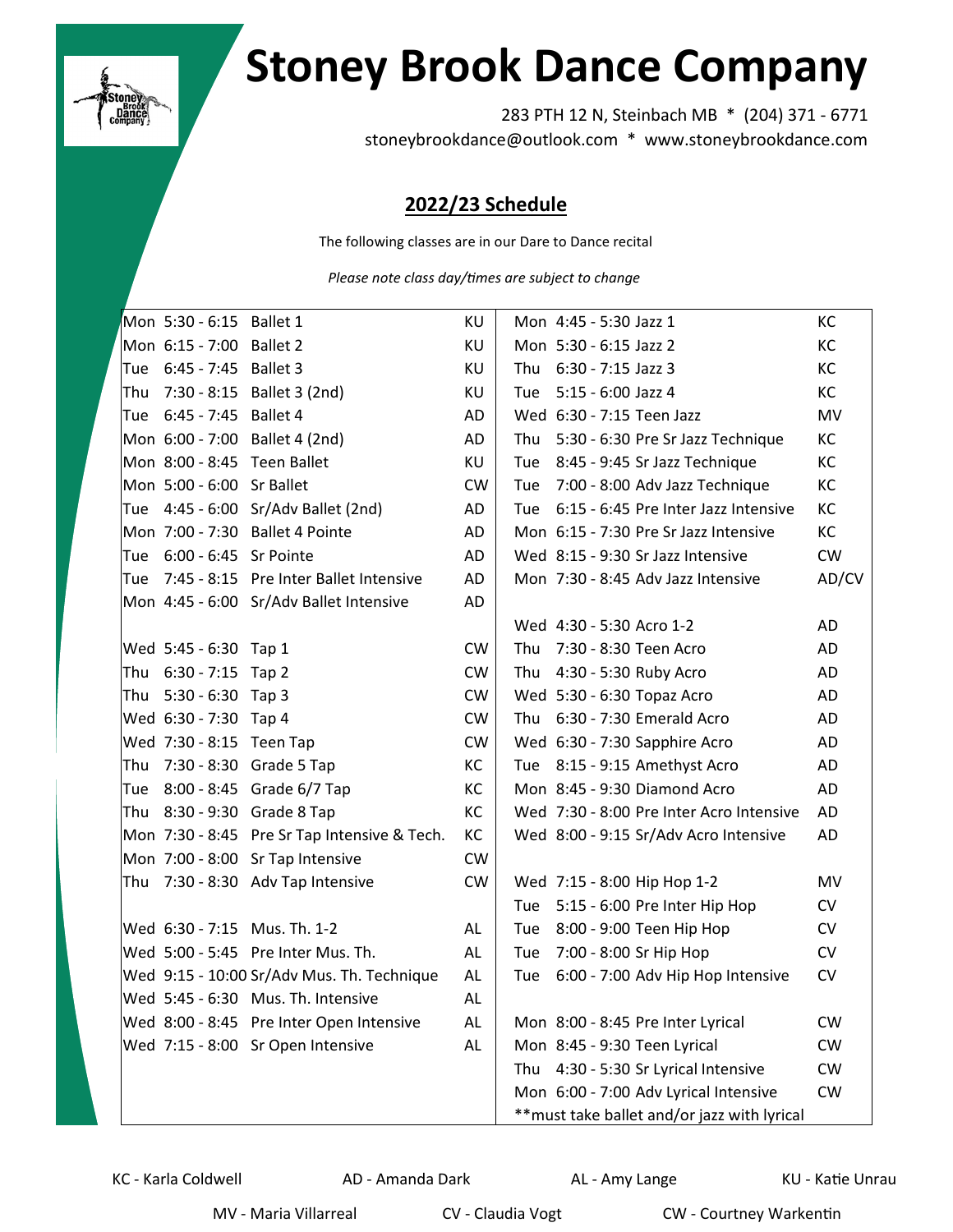# Stoney Brook Dance Company

283 PTH 12 N, Steinbach MB * (204) 371 - 6771
stoneybrookdance@outlook.com * www.stoneybrookdance.com

## 2022/23 Schedule

The following classes are in our Dare to Dance recital

*Please note class day/times are subject to change*

| | | | | | | | |
|---|---|---|---|---|---|---|---|
| Mon | 5:30 - 6:15 | Ballet 1 | KU | Mon | 4:45 - 5:30 | Jazz 1 | KC |
| Mon | 6:15 - 7:00 | Ballet 2 | KU | Mon | 5:30 - 6:15 | Jazz 2 | KC |
| Tue | 6:45 - 7:45 | Ballet 3 | KU | Thu | 6:30 - 7:15 | Jazz 3 | KC |
| Thu | 7:30 - 8:15 | Ballet 3 (2nd) | KU | Tue | 5:15 - 6:00 | Jazz 4 | KC |
| Tue | 6:45 - 7:45 | Ballet 4 | AD | Wed | 6:30 - 7:15 | Teen Jazz | MV |
| Mon | 6:00 - 7:00 | Ballet 4 (2nd) | AD | Thu | 5:30 - 6:30 | Pre Sr Jazz Technique | KC |
| Mon | 8:00 - 8:45 | Teen Ballet | KU | Tue | 8:45 - 9:45 | Sr Jazz Technique | KC |
| Mon | 5:00 - 6:00 | Sr Ballet | CW | Tue | 7:00 - 8:00 | Adv Jazz Technique | KC |
| Tue | 4:45 - 6:00 | Sr/Adv Ballet (2nd) | AD | Tue | 6:15 - 6:45 | Pre Inter Jazz Intensive | KC |
| Mon | 7:00 - 7:30 | Ballet 4 Pointe | AD | Mon | 6:15 - 7:30 | Pre Sr Jazz Intensive | KC |
| Tue | 6:00 - 6:45 | Sr Pointe | AD | Wed | 8:15 - 9:30 | Sr Jazz Intensive | CW |
| Tue | 7:45 - 8:15 | Pre Inter Ballet Intensive | AD | Mon | 7:30 - 8:45 | Adv Jazz Intensive | AD/CV |
| Mon | 4:45 - 6:00 | Sr/Adv Ballet Intensive | AD | | | | |
| | | | | Wed | 4:30 - 5:30 | Acro 1-2 | AD |
| Wed | 5:45 - 6:30 | Tap 1 | CW | Thu | 7:30 - 8:30 | Teen Acro | AD |
| Thu | 6:30 - 7:15 | Tap 2 | CW | Thu | 4:30 - 5:30 | Ruby Acro | AD |
| Thu | 5:30 - 6:30 | Tap 3 | CW | Wed | 5:30 - 6:30 | Topaz Acro | AD |
| Wed | 6:30 - 7:30 | Tap 4 | CW | Thu | 6:30 - 7:30 | Emerald Acro | AD |
| Wed | 7:30 - 8:15 | Teen Tap | CW | Wed | 6:30 - 7:30 | Sapphire Acro | AD |
| Thu | 7:30 - 8:30 | Grade 5 Tap | KC | Tue | 8:15 - 9:15 | Amethyst Acro | AD |
| Tue | 8:00 - 8:45 | Grade 6/7 Tap | KC | Mon | 8:45 - 9:30 | Diamond Acro | AD |
| Thu | 8:30 - 9:30 | Grade 8 Tap | KC | Wed | 7:30 - 8:00 | Pre Inter Acro Intensive | AD |
| Mon | 7:30 - 8:45 | Pre Sr Tap Intensive & Tech. | KC | Wed | 8:00 - 9:15 | Sr/Adv Acro Intensive | AD |
| Mon | 7:00 - 8:00 | Sr Tap Intensive | CW | | | | |
| Thu | 7:30 - 8:30 | Adv Tap Intensive | CW | Wed | 7:15 - 8:00 | Hip Hop 1-2 | MV |
| | | | | Tue | 5:15 - 6:00 | Pre Inter Hip Hop | CV |
| Wed | 6:30 - 7:15 | Mus. Th. 1-2 | AL | Tue | 8:00 - 9:00 | Teen Hip Hop | CV |
| Wed | 5:00 - 5:45 | Pre Inter Mus. Th. | AL | Tue | 7:00 - 8:00 | Sr Hip Hop | CV |
| Wed | 9:15 - 10:00 | Sr/Adv Mus. Th. Technique | AL | Tue | 6:00 - 7:00 | Adv Hip Hop Intensive | CV |
| Wed | 5:45 - 6:30 | Mus. Th. Intensive | AL | | | | |
| Wed | 8:00 - 8:45 | Pre Inter Open Intensive | AL | Mon | 8:00 - 8:45 | Pre Inter Lyrical | CW |
| Wed | 7:15 - 8:00 | Sr Open Intensive | AL | Mon | 8:45 - 9:30 | Teen Lyrical | CW |
| | | | | Thu | 4:30 - 5:30 | Sr Lyrical Intensive | CW |
| | | | | Mon | 6:00 - 7:00 | Adv Lyrical Intensive | CW |
| | | | | **must take ballet and/or jazz with lyrical | | | |

KC - Karla Coldwell    AD - Amanda Dark    AL - Amy Lange    KU - Katie Unrau

MV - Maria Villarreal    CV - Claudia Vogt    CW - Courtney Warkentin